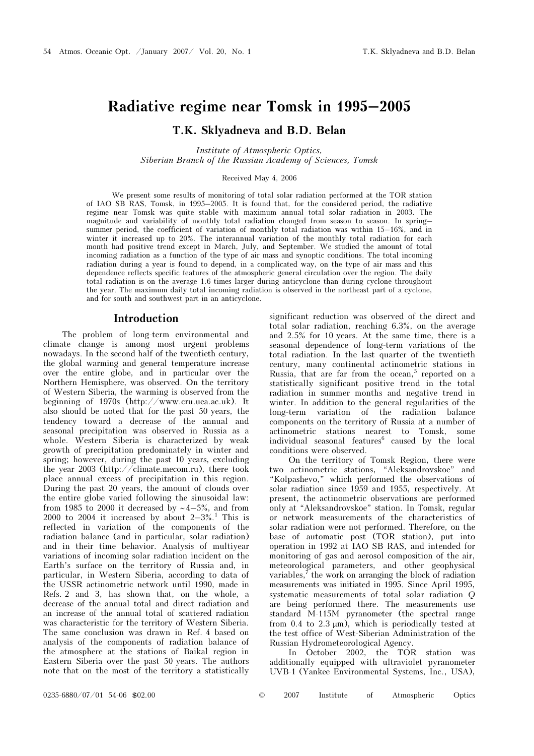# Radiative regime near Tomsk in 1995–2005

**T.K. Sklyadneva and B.D. Belan**

*Institute of Atmospheric Optics, Siberian Branch of the Russian Academy of Sciences, Tomsk*

Received May 4, 2006

We present some results of monitoring of total solar radiation performed at the TOR station of IAO SB RAS, Tomsk, in 1995–2005. It is found that, for the considered period, the radiative regime near Tomsk was quite stable with maximum annual total solar radiation in 2003. The magnitude and variability of monthly total radiation changed from season to season. In spring–summer period, the coefficient of variation of monthly total radiation was within 15–16%, and in winter it increased up to 20%. The interannual variation of the monthly total radiation for each month had positive trend except in March, July, and September. We studied the amount of total incoming radiation as a function of the type of air mass and synoptic conditions. The total incoming radiation during a year is found to depend, in a complicated way, on the type of air mass and this dependence reflects specific features of the atmospheric general circulation over the region. The daily total radiation is on the average 1.6 times larger during anticyclone than during cyclone throughout the year. The maximum daily total incoming radiation is observed in the northeast part of a cyclone, and for south and southwest part in an anticyclone.

## Introduction

The problem of long-term environmental and climate change is among most urgent problems nowadays. In the second half of the twentieth century, the global warming and general temperature increase over the entire globe, and in particular over the Northern Hemisphere, was observed. On the territory of Western Siberia, the warming is observed from the beginning of 1970s (http://www.cru.uea.ac.uk). It also should be noted that for the past 50 years, the tendency toward a decrease of the annual and seasonal precipitation was observed in Russia as a whole. Western Siberia is characterized by weak growth of precipitation predominately in winter and spring; however, during the past 10 years, excluding the year 2003 (http://climate.mecom.ru), there took place annual excess of precipitation in this region. During the past 20 years, the amount of clouds over the entire globe varied following the sinusoidal law: from 1985 to 2000 it decreased by ~4–5%, and from 2000 to 2004 it increased by about 2–3%.[1] This is reflected in variation of the components of the radiation balance (and in particular, solar radiation) and in their time behavior. Analysis of multiyear variations of incoming solar radiation incident on the Earth's surface on the territory of Russia and, in particular, in Western Siberia, according to data of the USSR actinometric network until 1990, made in Refs. 2 and 3, has shown that, on the whole, a decrease of the annual total and direct radiation and an increase of the annual total of scattered radiation was characteristic for the territory of Western Siberia. The same conclusion was drawn in Ref. 4 based on analysis of the components of radiation balance of the atmosphere at the stations of Baikal region in Eastern Siberia over the past 50 years. The authors note that on the most of the territory a statistically significant reduction was observed of the direct and total solar radiation, reaching 6.3%, on the average and 2.5% for 10 years. At the same time, there is a seasonal dependence of long-term variations of the total radiation. In the last quarter of the twentieth century, many continental actinometric stations in Russia, that are far from the ocean,[5] reported on a statistically significant positive trend in the total radiation in summer months and negative trend in winter. In addition to the general regularities of the long-term variation of the radiation balance components on the territory of Russia at a number of actinometric stations nearest to Tomsk, some individual seasonal features[6] caused by the local conditions were observed.

On the territory of Tomsk Region, there were two actinometric stations, "Aleksandrovskoe" and "Kolpashevo," which performed the observations of solar radiation since 1959 and 1955, respectively. At present, the actinometric observations are performed only at "Aleksandrovskoe" station. In Tomsk, regular or network measurements of the characteristics of solar radiation were not performed. Therefore, on the base of automatic post (TOR station), put into operation in 1992 at IAO SB RAS, and intended for monitoring of gas and aerosol composition of the air, meteorological parameters, and other geophysical variables,[7] the work on arranging the block of radiation measurements was initiated in 1995. Since April 1995, systematic measurements of total solar radiation $Q$ are being performed there. The measurements use standard M-115M pyranometer (the spectral range from 0.4 to 2.3 μm), which is periodically tested at the test office of West-Siberian Administration of the Russian Hydrometeorological Agency.

In October 2002, the TOR station was additionally equipped with ultraviolet pyranometer UVB-1 (Yankee Environmental Systems, Inc., USA),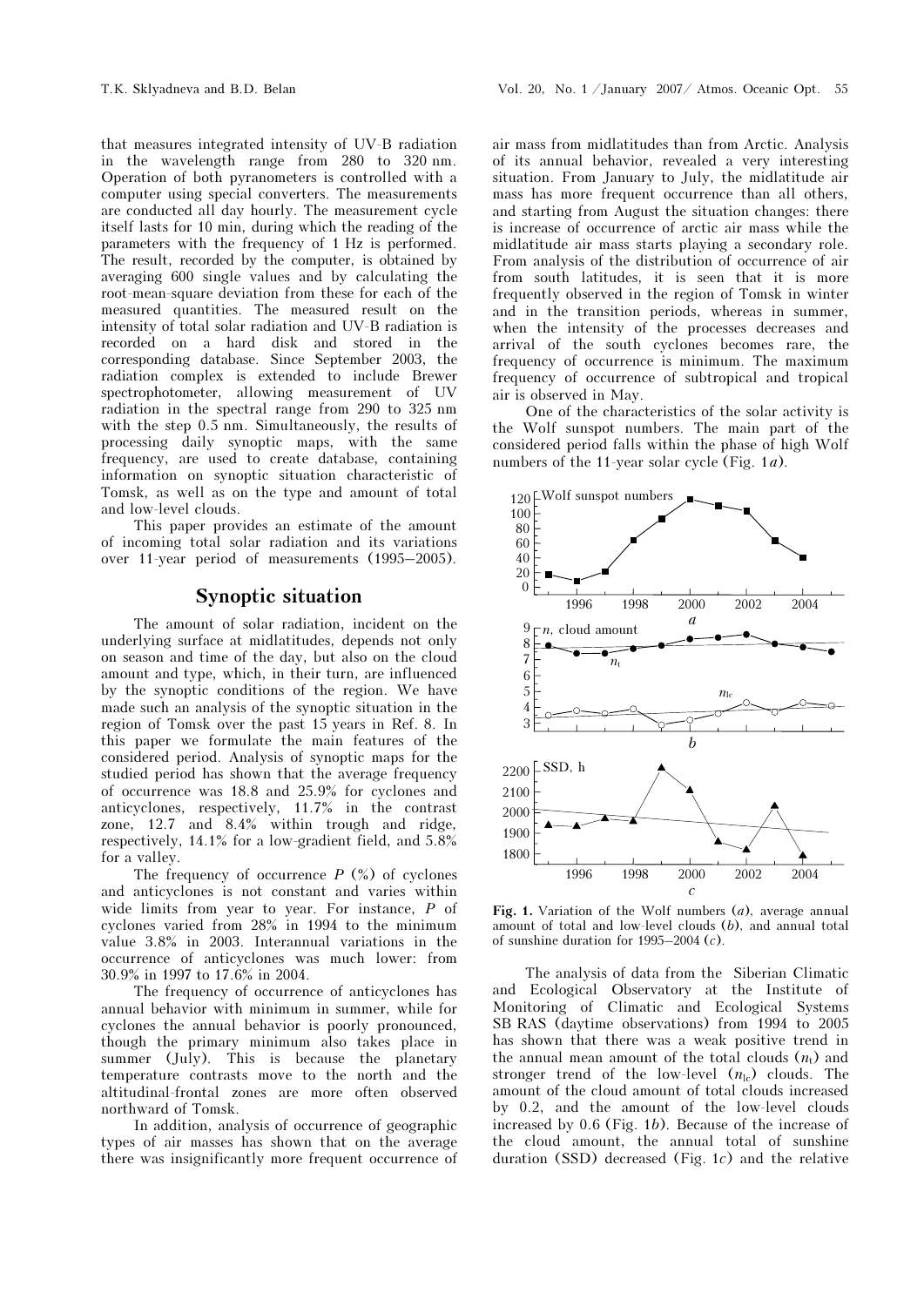that measures integrated intensity of UV-B radiation in the wavelength range from 280 to 320 nm. Operation of both pyranometers is controlled with a computer using special converters. The measurements are conducted all day hourly. The measurement cycle itself lasts for 10 min, during which the reading of the parameters with the frequency of 1 Hz is performed. The result, recorded by the computer, is obtained by averaging 600 single values and by calculating the root-mean-square deviation from these for each of the measured quantities. The measured result on the intensity of total solar radiation and UV-B radiation is recorded on a hard disk and stored in the corresponding database. Since September 2003, the radiation complex is extended to include Brewer spectrophotometer, allowing measurement of UV radiation in the spectral range from 290 to 325 nm with the step 0.5 nm. Simultaneously, the results of processing daily synoptic maps, with the same frequency, are used to create database, containing information on synoptic situation characteristic of Tomsk, as well as on the type and amount of total and low-level clouds.

This paper provides an estimate of the amount of incoming total solar radiation and its variations over 11-year period of measurements (1995–2005).

## Synoptic situation

The amount of solar radiation, incident on the underlying surface at midlatitudes, depends not only on season and time of the day, but also on the cloud amount and type, which, in their turn, are influenced by the synoptic conditions of the region. We have made such an analysis of the synoptic situation in the region of Tomsk over the past 15 years in Ref. 8. In this paper we formulate the main features of the considered period. Analysis of synoptic maps for the studied period has shown that the average frequency of occurrence was 18.8 and 25.9% for cyclones and anticyclones, respectively, 11.7% in the contrast zone, 12.7 and 8.4% within trough and ridge, respectively, 14.1% for a low-gradient field, and 5.8% for a valley.

The frequency of occurrence $P$ (%) of cyclones and anticyclones is not constant and varies within wide limits from year to year. For instance, $P$ of cyclones varied from 28% in 1994 to the minimum value 3.8% in 2003. Interannual variations in the occurrence of anticyclones was much lower: from 30.9% in 1997 to 17.6% in 2004.

The frequency of occurrence of anticyclones has annual behavior with minimum in summer, while for cyclones the annual behavior is poorly pronounced, though the primary minimum also takes place in summer (July). This is because the planetary temperature contrasts move to the north and the altitudinal-frontal zones are more often observed northward of Tomsk.

In addition, analysis of occurrence of geographic types of air masses has shown that on the average there was insignificantly more frequent occurrence of air mass from midlatitudes than from Arctic. Analysis of its annual behavior, revealed a very interesting situation. From January to July, the midlatitude air mass has more frequent occurrence than all others, and starting from August the situation changes: there is increase of occurrence of arctic air mass while the midlatitude air mass starts playing a secondary role. From analysis of the distribution of occurrence of air from south latitudes, it is seen that it is more frequently observed in the region of Tomsk in winter and in the transition periods, whereas in summer, when the intensity of the processes decreases and arrival of the south cyclones becomes rare, the frequency of occurrence is minimum. The maximum frequency of occurrence of subtropical and tropical air is observed in May.

One of the characteristics of the solar activity is the Wolf sunspot numbers. The main part of the considered period falls within the phase of high Wolf numbers of the 11-year solar cycle (Fig. 1*a*).

**Fig. 1.** Variation of the Wolf numbers (*a*), average annual amount of total and low-level clouds (*b*), and annual total of sunshine duration for 1995–2004 (*c*).

The analysis of data from the Siberian Climatic and Ecological Observatory at the Institute of Monitoring of Climatic and Ecological Systems SB RAS (daytime observations) from 1994 to 2005 has shown that there was a weak positive trend in the annual mean amount of the total clouds ($n_t$) and stronger trend of the low-level ($n_{lc}$) clouds. The amount of the cloud amount of total clouds increased by 0.2, and the amount of the low-level clouds increased by 0.6 (Fig. 1*b*). Because of the increase of the cloud amount, the annual total of sunshine duration (SSD) decreased (Fig. 1*c*) and the relative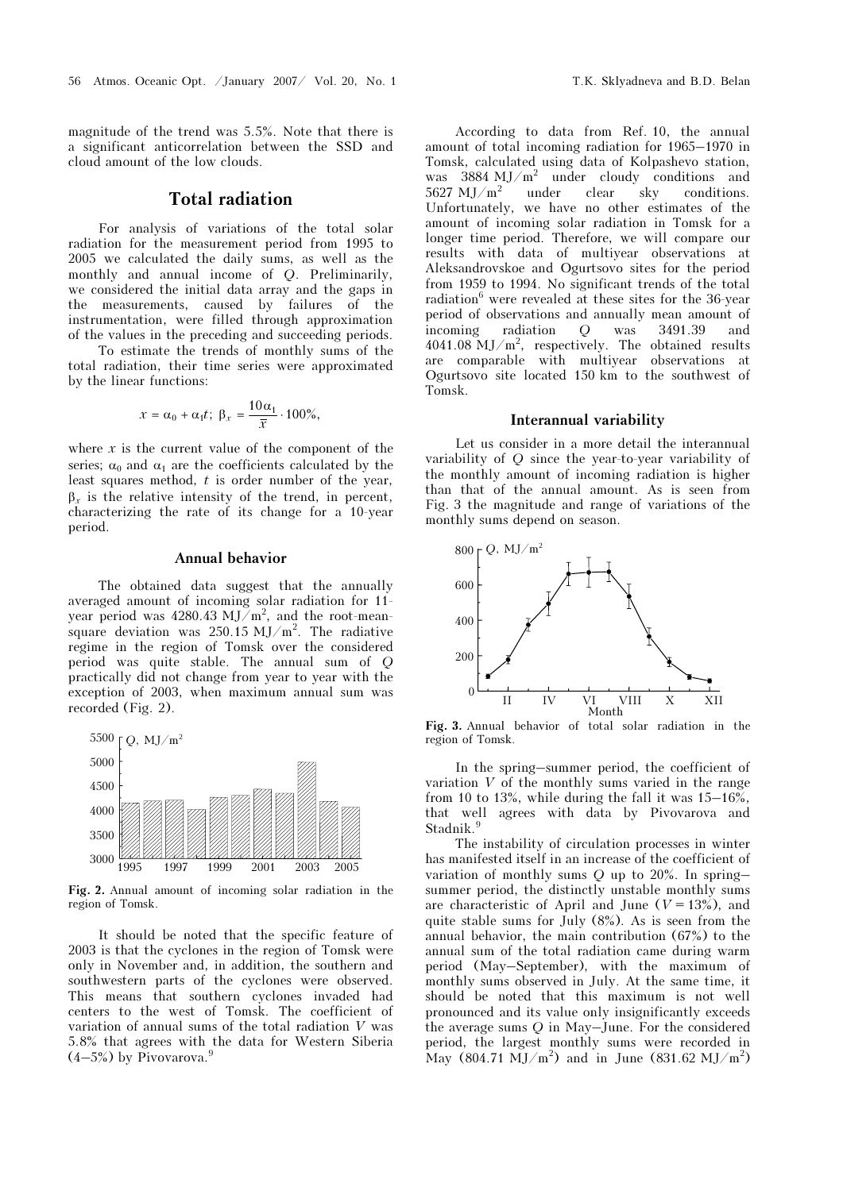magnitude of the trend was 5.5%. Note that there is a significant anticorrelation between the SSD and cloud amount of the low clouds.

## Total radiation

For analysis of variations of the total solar radiation for the measurement period from 1995 to 2005 we calculated the daily sums, as well as the monthly and annual income of $Q$. Preliminarily, we considered the initial data array and the gaps in the measurements, caused by failures of the instrumentation, were filled through approximation of the values in the preceding and succeeding periods.

To estimate the trends of monthly sums of the total radiation, their time series were approximated by the linear functions:

$$x = \alpha_0 + \alpha_1 t; \; \beta_x = \frac{10\alpha_1}{\bar{x}} \cdot 100\%,$$

where $x$ is the current value of the component of the series; $\alpha_0$ and $\alpha_1$ are the coefficients calculated by the least squares method, $t$ is order number of the year, $\beta_x$ is the relative intensity of the trend, in percent, characterizing the rate of its change for a 10-year period.

### Annual behavior

The obtained data suggest that the annually averaged amount of incoming solar radiation for 11-year period was 4280.43 MJ/m$^2$, and the root-mean-square deviation was 250.15 MJ/m$^2$. The radiative regime in the region of Tomsk over the considered period was quite stable. The annual sum of $Q$ practically did not change from year to year with the exception of 2003, when maximum annual sum was recorded (Fig. 2).

**Fig. 2.** Annual amount of incoming solar radiation in the region of Tomsk.

It should be noted that the specific feature of 2003 is that the cyclones in the region of Tomsk were only in November and, in addition, the southern and southwestern parts of the cyclones were observed. This means that southern cyclones invaded had centers to the west of Tomsk. The coefficient of variation of annual sums of the total radiation $V$ was 5.8% that agrees with the data for Western Siberia (4–5%) by Pivovarova.[9]

According to data from Ref. 10, the annual amount of total incoming radiation for 1965–1970 in Tomsk, calculated using data of Kolpashevo station, was 3884 MJ/m$^2$ under cloudy conditions and 5627 MJ/m$^2$ under clear sky conditions. Unfortunately, we have no other estimates of the amount of incoming solar radiation in Tomsk for a longer time period. Therefore, we will compare our results with data of multiyear observations at Aleksandrovskoe and Ogurtsovo sites for the period from 1959 to 1994. No significant trends of the total radiation[6] were revealed at these sites for the 36-year period of observations and annually mean amount of incoming radiation $Q$ was 3491.39 and 4041.08 MJ/m$^2$, respectively. The obtained results are comparable with multiyear observations at Ogurtsovo site located 150 km to the southwest of Tomsk.

### Interannual variability

Let us consider in a more detail the interannual variability of $Q$ since the year-to-year variability of the monthly amount of incoming radiation is higher than that of the annual amount. As is seen from Fig. 3 the magnitude and range of variations of the monthly sums depend on season.

**Fig. 3.** Annual behavior of total solar radiation in the region of Tomsk.

In the spring–summer period, the coefficient of variation $V$ of the monthly sums varied in the range from 10 to 13%, while during the fall it was 15–16%, that well agrees with data by Pivovarova and Stadnik.[9]

The instability of circulation processes in winter has manifested itself in an increase of the coefficient of variation of monthly sums $Q$ up to 20%. In spring–summer period, the distinctly unstable monthly sums are characteristic of April and June ($V = 13\%$), and quite stable sums for July (8%). As is seen from the annual behavior, the main contribution (67%) to the annual sum of the total radiation came during warm period (May–September), with the maximum of monthly sums observed in July. At the same time, it should be noted that this maximum is not well pronounced and its value only insignificantly exceeds the average sums $Q$ in May–June. For the considered period, the largest monthly sums were recorded in May (804.71 MJ/m$^2$) and in June (831.62 MJ/m$^2$)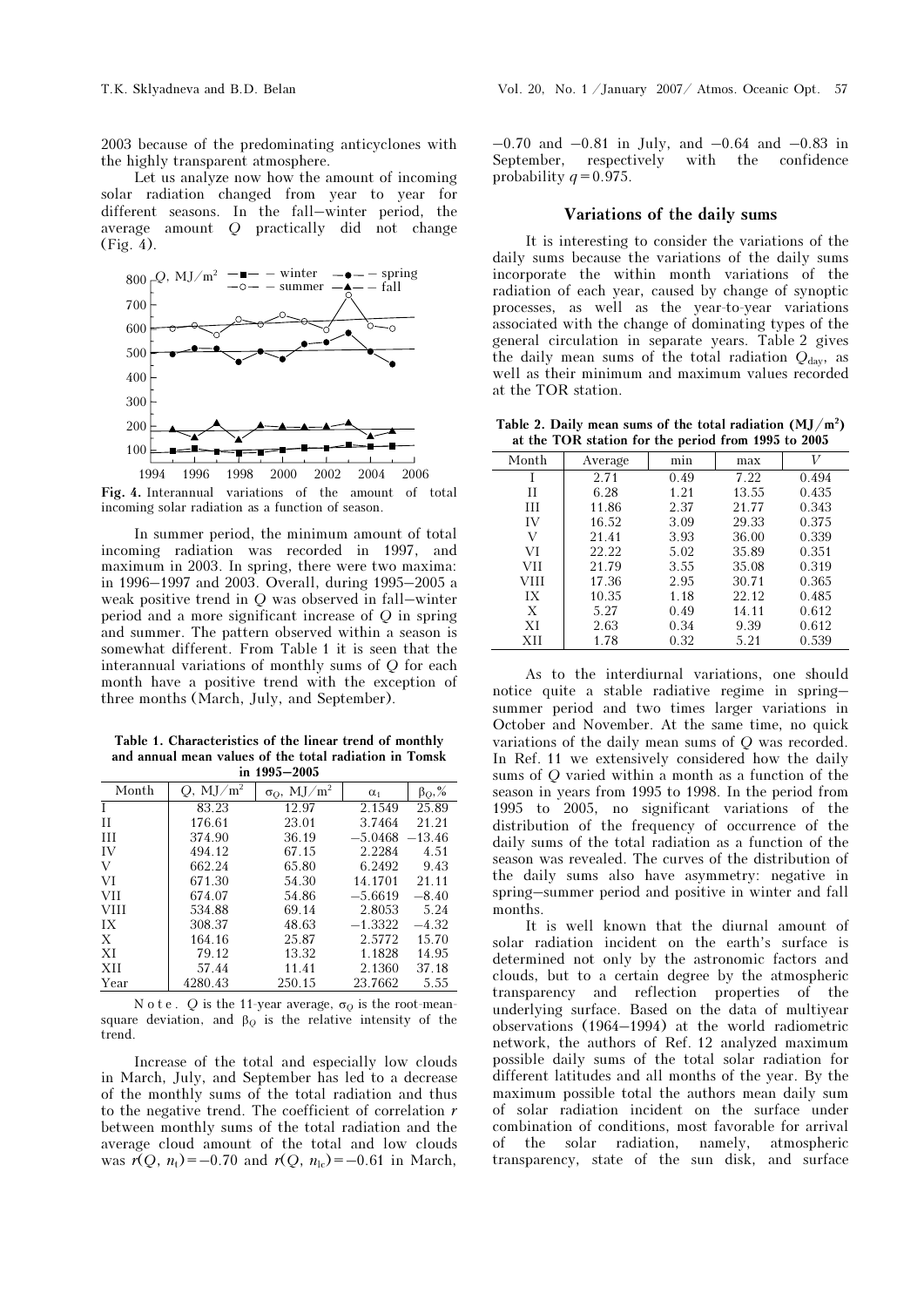2003 because of the predominating anticyclones with the highly transparent atmosphere.

Let us analyze now how the amount of incoming solar radiation changed from year to year for different seasons. In the fall–winter period, the average amount $Q$ practically did not change (Fig. 4).

**Fig. 4.** Interannual variations of the amount of total incoming solar radiation as a function of season.

In summer period, the minimum amount of total incoming radiation was recorded in 1997, and maximum in 2003. In spring, there were two maxima: in 1996–1997 and 2003. Overall, during 1995–2005 a weak positive trend in $Q$ was observed in fall–winter period and a more significant increase of $Q$ in spring and summer. The pattern observed within a season is somewhat different. From Table 1 it is seen that the interannual variations of monthly sums of $Q$ for each month have a positive trend with the exception of three months (March, July, and September).

**Table 1. Characteristics of the linear trend of monthly and annual mean values of the total radiation in Tomsk in 1995–2005**

| Month | $Q$, MJ/m$^2$ | $\sigma_Q$, MJ/m$^2$ | $\alpha_1$ | $\beta_Q$,% |
|---|---|---|---|---|
| I | 83.23 | 12.97 | 2.1549 | 25.89 |
| II | 176.61 | 23.01 | 3.7464 | 21.21 |
| III | 374.90 | 36.19 | −5.0468 | −13.46 |
| IV | 494.12 | 67.15 | 2.2284 | 4.51 |
| V | 662.24 | 65.80 | 6.2492 | 9.43 |
| VI | 671.30 | 54.30 | 14.1701 | 21.11 |
| VII | 674.07 | 54.86 | −5.6619 | −8.40 |
| VIII | 534.88 | 69.14 | 2.8053 | 5.24 |
| IX | 308.37 | 48.63 | −1.3322 | −4.32 |
| X | 164.16 | 25.87 | 2.5772 | 15.70 |
| XI | 79.12 | 13.32 | 1.1828 | 14.95 |
| XII | 57.44 | 11.41 | 2.1360 | 37.18 |
| Year | 4280.43 | 250.15 | 23.7662 | 5.55 |

Note. $Q$ is the 11-year average, $\sigma_Q$ is the root-mean-square deviation, and $\beta_Q$ is the relative intensity of the trend.

Increase of the total and especially low clouds in March, July, and September has led to a decrease of the monthly sums of the total radiation and thus to the negative trend. The coefficient of correlation $r$ between monthly sums of the total radiation and the average cloud amount of the total and low clouds was $r(Q, n_t) = -0.70$ and $r(Q, n_{lc}) = -0.61$ in March, −0.70 and −0.81 in July, and −0.64 and −0.83 in September, respectively with the confidence probability $q = 0.975$.

## Variations of the daily sums

It is interesting to consider the variations of the daily sums because the variations of the daily sums incorporate the within month variations of the radiation of each year, caused by change of synoptic processes, as well as the year-to-year variations associated with the change of dominating types of the general circulation in separate years. Table 2 gives the daily mean sums of the total radiation $Q_{day}$, as well as their minimum and maximum values recorded at the TOR station.

**Table 2. Daily mean sums of the total radiation (MJ/m$^2$) at the TOR station for the period from 1995 to 2005**

| Month | Average | min | max | $V$ |
|---|---|---|---|---|
| I | 2.71 | 0.49 | 7.22 | 0.494 |
| II | 6.28 | 1.21 | 13.55 | 0.435 |
| III | 11.86 | 2.37 | 21.77 | 0.343 |
| IV | 16.52 | 3.09 | 29.33 | 0.375 |
| V | 21.41 | 3.93 | 36.00 | 0.339 |
| VI | 22.22 | 5.02 | 35.89 | 0.351 |
| VII | 21.79 | 3.55 | 35.08 | 0.319 |
| VIII | 17.36 | 2.95 | 30.71 | 0.365 |
| IX | 10.35 | 1.18 | 22.12 | 0.485 |
| X | 5.27 | 0.49 | 14.11 | 0.612 |
| XI | 2.63 | 0.34 | 9.39 | 0.612 |
| XII | 1.78 | 0.32 | 5.21 | 0.539 |

As to the interdiurnal variations, one should notice quite a stable radiative regime in spring–summer period and two times larger variations in October and November. At the same time, no quick variations of the daily mean sums of $Q$ was recorded. In Ref. 11 we extensively considered how the daily sums of $Q$ varied within a month as a function of the season in years from 1995 to 1998. In the period from 1995 to 2005, no significant variations of the distribution of the frequency of occurrence of the daily sums of the total radiation as a function of the season was revealed. The curves of the distribution of the daily sums also have asymmetry: negative in spring–summer period and positive in winter and fall months.

It is well known that the diurnal amount of solar radiation incident on the earth's surface is determined not only by the astronomic factors and clouds, but to a certain degree by the atmospheric transparency and reflection properties of the underlying surface. Based on the data of multiyear observations (1964–1994) at the world radiometric network, the authors of Ref. 12 analyzed maximum possible daily sums of the total solar radiation for different latitudes and all months of the year. By the maximum possible total the authors mean daily sum of solar radiation incident on the surface under combination of conditions, most favorable for arrival of the solar radiation, namely, atmospheric transparency, state of the sun disk, and surface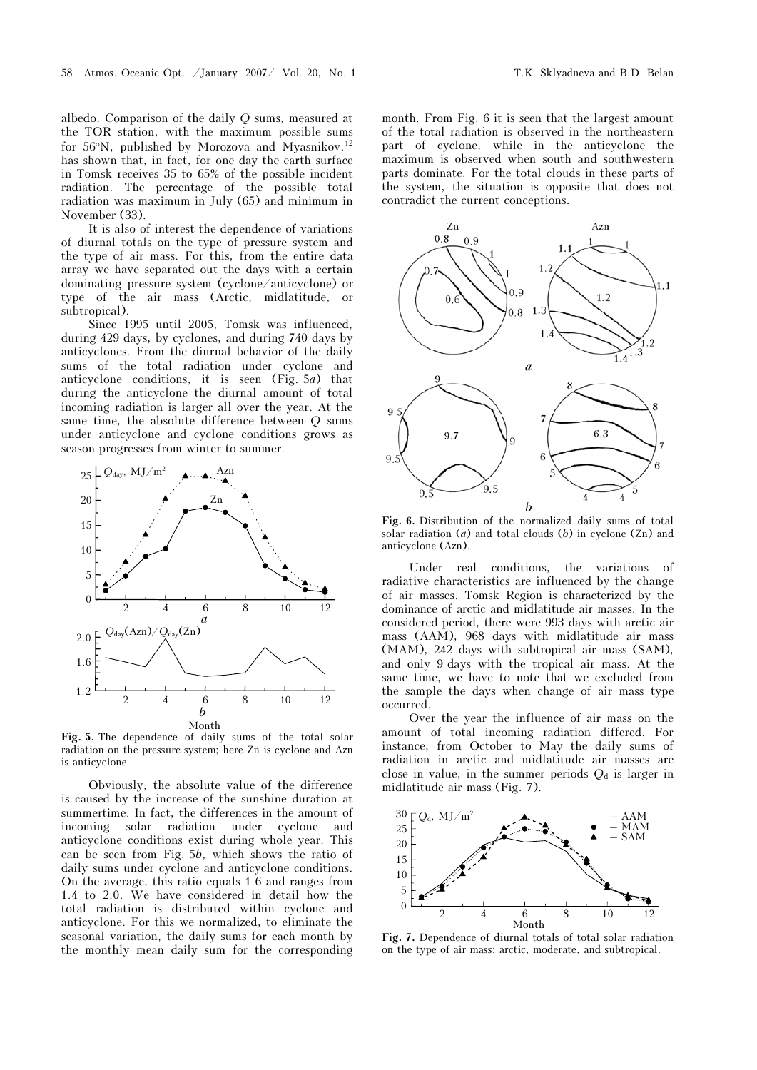albedo. Comparison of the daily $Q$ sums, measured at the TOR station, with the maximum possible sums for 56°N, published by Morozova and Myasnikov,[12] has shown that, in fact, for one day the earth surface in Tomsk receives 35 to 65% of the possible incident radiation. The percentage of the possible total radiation was maximum in July (65) and minimum in November (33).

It is also of interest the dependence of variations of diurnal totals on the type of pressure system and the type of air mass. For this, from the entire data array we have separated out the days with a certain dominating pressure system (cyclone/anticyclone) or type of the air mass (Arctic, midlatitude, or subtropical).

Since 1995 until 2005, Tomsk was influenced, during 429 days, by cyclones, and during 740 days by anticyclones. From the diurnal behavior of the daily sums of the total radiation under cyclone and anticyclone conditions, it is seen (Fig. 5*a*) that during the anticyclone the diurnal amount of total incoming radiation is larger all over the year. At the same time, the absolute difference between $Q$ sums under anticyclone and cyclone conditions grows as season progresses from winter to summer.

**Fig. 5.** The dependence of daily sums of the total solar radiation on the pressure system; here Zn is cyclone and Azn is anticyclone.

Obviously, the absolute value of the difference is caused by the increase of the sunshine duration at summertime. In fact, the differences in the amount of incoming solar radiation under cyclone and anticyclone conditions exist during whole year. This can be seen from Fig. 5*b*, which shows the ratio of daily sums under cyclone and anticyclone conditions. On the average, this ratio equals 1.6 and ranges from 1.4 to 2.0. We have considered in detail how the total radiation is distributed within cyclone and anticyclone. For this we normalized, to eliminate the seasonal variation, the daily sums for each month by the monthly mean daily sum for the corresponding month. From Fig. 6 it is seen that the largest amount of the total radiation is observed in the northeastern part of cyclone, while in the anticyclone the maximum is observed when south and southwestern parts dominate. For the total clouds in these parts of the system, the situation is opposite that does not contradict the current conceptions.

**Fig. 6.** Distribution of the normalized daily sums of total solar radiation (*a*) and total clouds (*b*) in cyclone (Zn) and anticyclone (Azn).

Under real conditions, the variations of radiative characteristics are influenced by the change of air masses. Tomsk Region is characterized by the dominance of arctic and midlatitude air masses. In the considered period, there were 993 days with arctic air mass (AAM), 968 days with midlatitude air mass (MAM), 242 days with subtropical air mass (SAM), and only 9 days with the tropical air mass. At the same time, we have to note that we excluded from the sample the days when change of air mass type occurred.

Over the year the influence of air mass on the amount of total incoming radiation differed. For instance, from October to May the daily sums of radiation in arctic and midlatitude air masses are close in value, in the summer periods $Q_d$ is larger in midlatitude air mass (Fig. 7).

**Fig. 7.** Dependence of diurnal totals of total solar radiation on the type of air mass: arctic, moderate, and subtropical.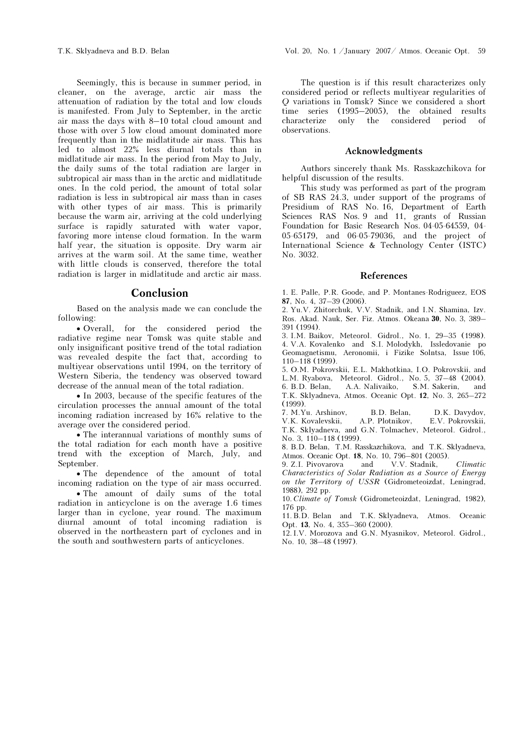Seemingly, this is because in summer period, in cleaner, on the average, arctic air mass the attenuation of radiation by the total and low clouds is manifested. From July to September, in the arctic air mass the days with 8–10 total cloud amount and those with over 5 low cloud amount dominated more frequently than in the midlatitude air mass. This has led to almost 22% less diurnal totals than in midlatitude air mass. In the period from May to July, the daily sums of the total radiation are larger in subtropical air mass than in the arctic and midlatitude ones. In the cold period, the amount of total solar radiation is less in subtropical air mass than in cases with other types of air mass. This is primarily because the warm air, arriving at the cold underlying surface is rapidly saturated with water vapor, favoring more intense cloud formation. In the warm half year, the situation is opposite. Dry warm air arrives at the warm soil. At the same time, weather with little clouds is conserved, therefore the total radiation is larger in midlatitude and arctic air mass.

## Conclusion

Based on the analysis made we can conclude the following:

- Overall, for the considered period the radiative regime near Tomsk was quite stable and only insignificant positive trend of the total radiation was revealed despite the fact that, according to multiyear observations until 1994, on the territory of Western Siberia, the tendency was observed toward decrease of the annual mean of the total radiation.
- In 2003, because of the specific features of the circulation processes the annual amount of the total incoming radiation increased by 16% relative to the average over the considered period.
- The interannual variations of monthly sums of the total radiation for each month have a positive trend with the exception of March, July, and September.
- The dependence of the amount of total incoming radiation on the type of air mass occurred.
- The amount of daily sums of the total radiation in anticyclone is on the average 1.6 times larger than in cyclone, year round. The maximum diurnal amount of total incoming radiation is observed in the northeastern part of cyclones and in the south and southwestern parts of anticyclones.

The question is if this result characterizes only considered period or reflects multiyear regularities of $Q$ variations in Tomsk? Since we considered a short time series (1995–2005), the obtained results characterize only the considered period of observations.

### Acknowledgments

Authors sincerely thank Ms. Rasskazchikova for helpful discussion of the results.

This study was performed as part of the program of SB RAS 24.3, under support of the programs of Presidium of RAS No. 16, Department of Earth Sciences RAS Nos. 9 and 11, grants of Russian Foundation for Basic Research Nos. 04-05-64559, 04-05-65179, and 06-05-79036, and the project of International Science & Technology Center (ISTC) No. 3032.

### References

1. E. Palle, P.R. Goode, and P. Montanes-Rodrigueez, EOS **87**, No. 4, 37–39 (2006).
2. Yu.V. Zhitorchuk, V.V. Stadnik, and I.N. Shamina, Izv. Ros. Akad. Nauk, Ser. Fiz. Atmos. Okeana **30**, No. 3, 389–391 (1994).
3. I.M. Baikov, Meteorol. Gidrol., No. 1, 29–35 (1998).
4. V.A. Kovalenko and S.I. Molodykh, Issledovanie po Geomagnetismu, Aeronomii, i Fizike Solntsa, Issue 106, 110–118 (1999).
5. O.M. Pokrovskii, E.L. Makhotkina, I.O. Pokrovskii, and L.M. Ryabova, Meteorol. Gidrol., No. 5, 37–48 (2004).
6. B.D. Belan, A.A. Nalivaiko, S.M. Sakerin, and T.K. Sklyadneva, Atmos. Oceanic Opt. **12**, No. 3, 265–272 (1999).
7. M.Yu. Arshinov, B.D. Belan, D.K. Davydov, V.K. Kovalevskii, A.P. Plotnikov, E.V. Pokrovskii, T.K. Sklyadneva, and G.N. Tolmachev, Meteorol. Gidrol., No. 3, 110–118 (1999).
8. B.D. Belan, T.M. Rasskazchikova, and T.K. Sklyadneva, Atmos. Oceanic Opt. **18**, No. 10, 796–801 (2005).
9. Z.I. Pivovarova and V.V. Stadnik, *Climatic Characteristics of Solar Radiation as a Source of Energy on the Territory of USSR* (Gidrometeoizdat, Leningrad, 1988), 292 pp.
10. *Climate of Tomsk* (Gidrometeoizdat, Leningrad, 1982), 176 pp.
11. B.D. Belan and T.K. Sklyadneva, Atmos. Oceanic Opt. **13**, No. 4, 355–360 (2000).
12. I.V. Morozova and G.N. Myasnikov, Meteorol. Gidrol., No. 10, 38–48 (1997).